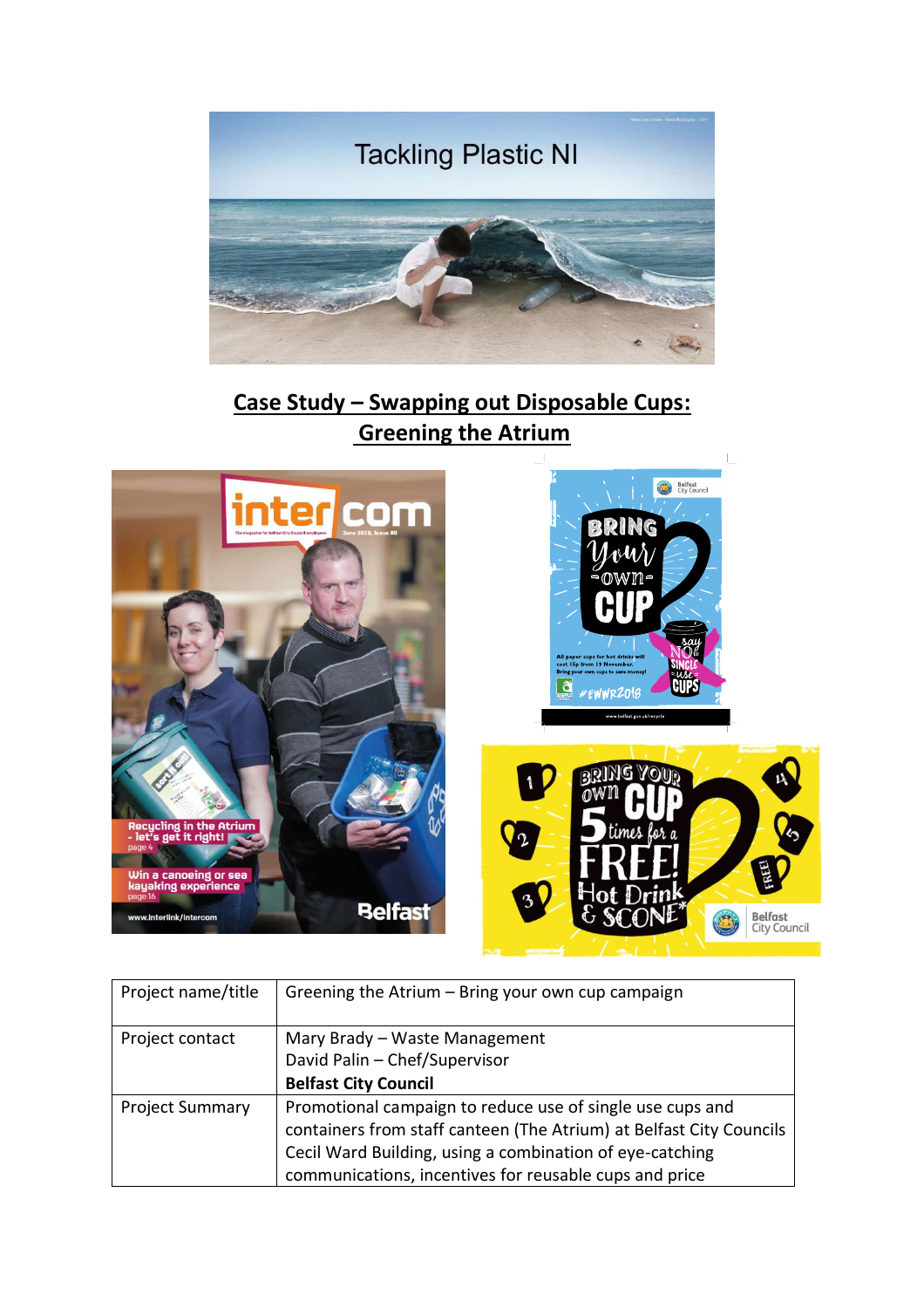Tackling Plastic NI

# Case Study – Swapping out Disposable Cups: Greening the Atrium

| Project name/title | Greening the Atrium – Bring your own cup campaign |
| --- | --- |
| Project contact | Mary Brady – Waste Management<br>David Palin – Chef/Supervisor<br>**Belfast City Council** |
| Project Summary | Promotional campaign to reduce use of single use cups and containers from staff canteen (The Atrium) at Belfast City Councils Cecil Ward Building, using a combination of eye-catching communications, incentives for reusable cups and price |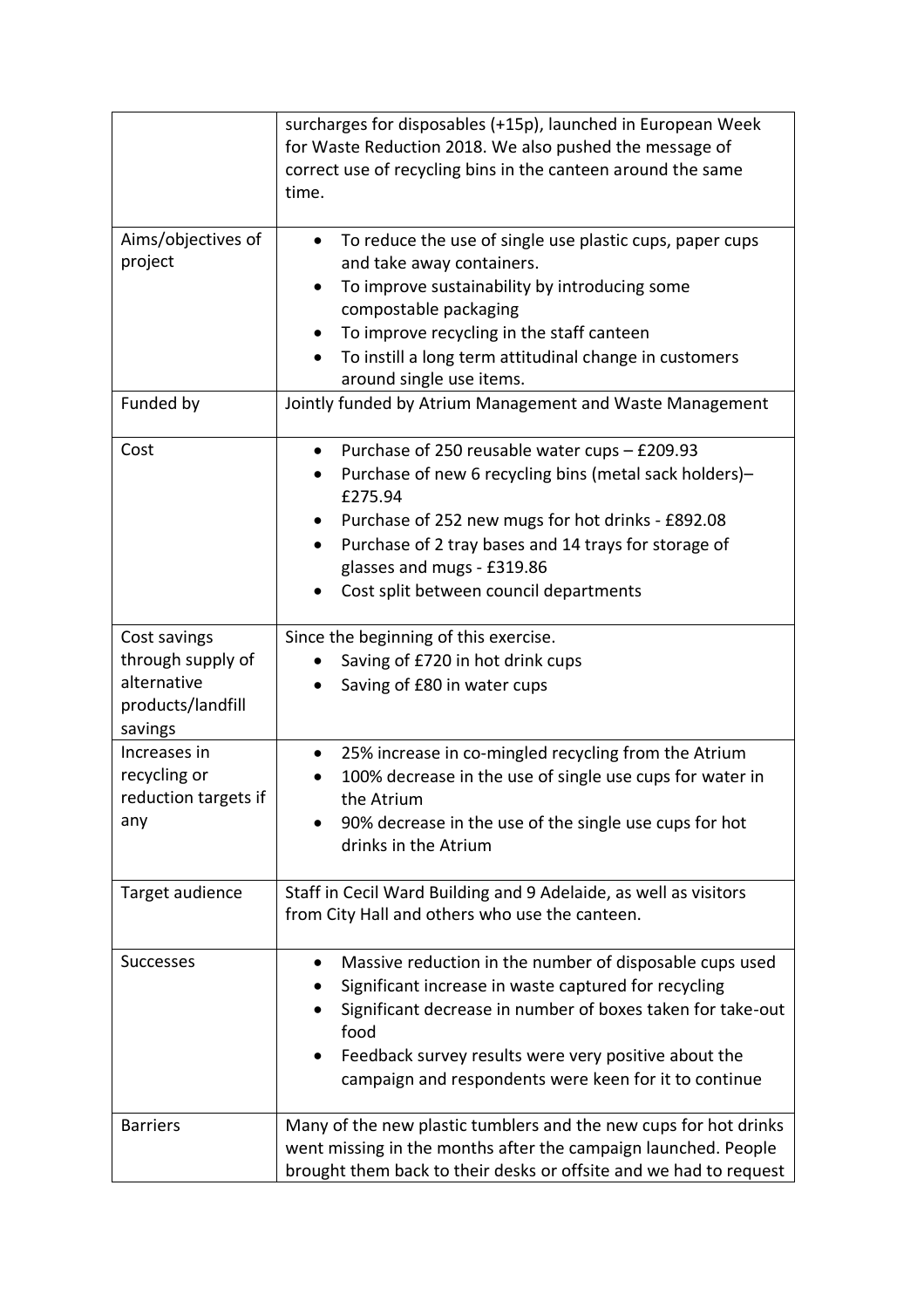|  |  |
| --- | --- |
|  | surcharges for disposables (+15p), launched in European Week for Waste Reduction 2018. We also pushed the message of correct use of recycling bins in the canteen around the same time. |
| Aims/objectives of project | • To reduce the use of single use plastic cups, paper cups and take away containers.<br>• To improve sustainability by introducing some compostable packaging<br>• To improve recycling in the staff canteen<br>• To instill a long term attitudinal change in customers around single use items. |
| Funded by | Jointly funded by Atrium Management and Waste Management |
| Cost | • Purchase of 250 reusable water cups – £209.93<br>• Purchase of new 6 recycling bins (metal sack holders)– £275.94<br>• Purchase of 252 new mugs for hot drinks - £892.08<br>• Purchase of 2 tray bases and 14 trays for storage of glasses and mugs - £319.86<br>• Cost split between council departments |
| Cost savings through supply of alternative products/landfill savings | Since the beginning of this exercise.<br>• Saving of £720 in hot drink cups<br>• Saving of £80 in water cups |
| Increases in recycling or reduction targets if any | • 25% increase in co-mingled recycling from the Atrium<br>• 100% decrease in the use of single use cups for water in the Atrium<br>• 90% decrease in the use of the single use cups for hot drinks in the Atrium |
| Target audience | Staff in Cecil Ward Building and 9 Adelaide, as well as visitors from City Hall and others who use the canteen. |
| Successes | • Massive reduction in the number of disposable cups used<br>• Significant increase in waste captured for recycling<br>• Significant decrease in number of boxes taken for take-out food<br>• Feedback survey results were very positive about the campaign and respondents were keen for it to continue |
| Barriers | Many of the new plastic tumblers and the new cups for hot drinks went missing in the months after the campaign launched. People brought them back to their desks or offsite and we had to request |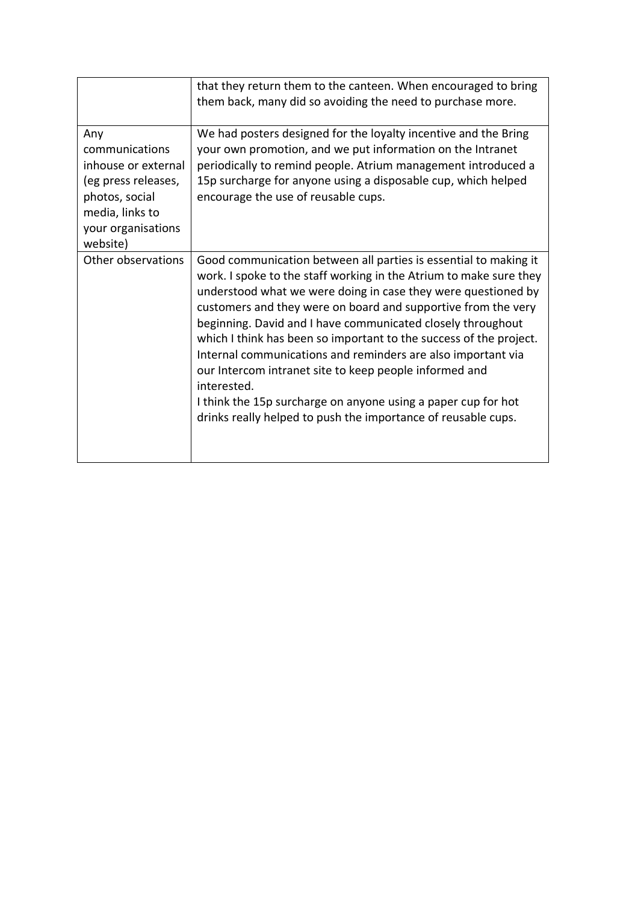| | |
|---|---|
| | that they return them to the canteen. When encouraged to bring them back, many did so avoiding the need to purchase more. |
| Any communications inhouse or external (eg press releases, photos, social media, links to your organisations website) | We had posters designed for the loyalty incentive and the Bring your own promotion, and we put information on the Intranet periodically to remind people. Atrium management introduced a 15p surcharge for anyone using a disposable cup, which helped encourage the use of reusable cups. |
| Other observations | Good communication between all parties is essential to making it work. I spoke to the staff working in the Atrium to make sure they understood what we were doing in case they were questioned by customers and they were on board and supportive from the very beginning. David and I have communicated closely throughout which I think has been so important to the success of the project. Internal communications and reminders are also important via our Intercom intranet site to keep people informed and interested.<br>I think the 15p surcharge on anyone using a paper cup for hot drinks really helped to push the importance of reusable cups. |